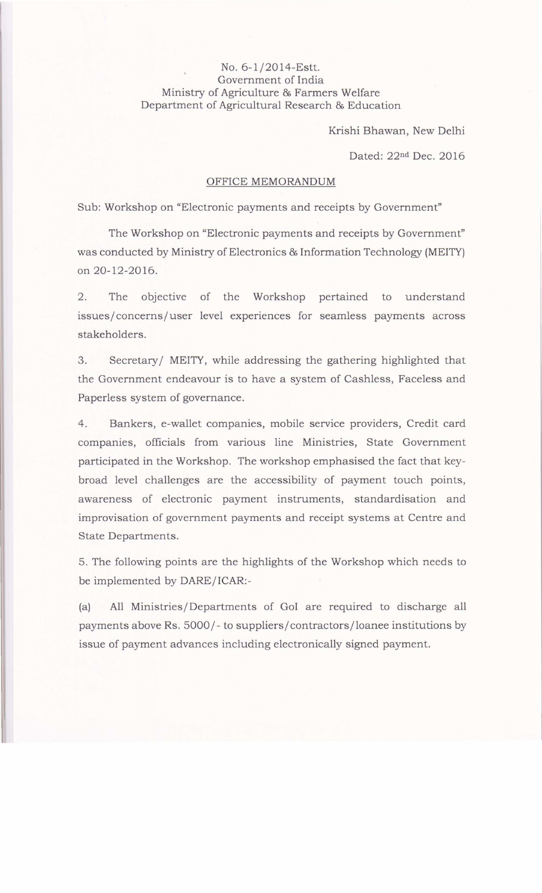No. 6-1/2014-Estt.
Government of India
Ministry of Agriculture & Farmers Welfare
Department of Agricultural Research & Education

Krishi Bhawan, New Delhi

Dated: 22nd Dec. 2016

## OFFICE MEMORANDUM

Sub: Workshop on "Electronic payments and receipts by Government"

The Workshop on "Electronic payments and receipts by Government" was conducted by Ministry of Electronics & Information Technology (MEITY) on 20-12-2016.

2. The objective of the Workshop pertained to understand issues/concerns/user level experiences for seamless payments across stakeholders.

3. Secretary/ MEITY, while addressing the gathering highlighted that the Government endeavour is to have a system of Cashless, Faceless and Paperless system of governance.

4. Bankers, e-wallet companies, mobile service providers, Credit card companies, officials from various line Ministries, State Government participated in the Workshop. The workshop emphasised the fact that key-broad level challenges are the accessibility of payment touch points, awareness of electronic payment instruments, standardisation and improvisation of government payments and receipt systems at Centre and State Departments.

5. The following points are the highlights of the Workshop which needs to be implemented by DARE/ICAR:-

(a) All Ministries/Departments of GoI are required to discharge all payments above Rs. 5000/- to suppliers/contractors/loanee institutions by issue of payment advances including electronically signed payment.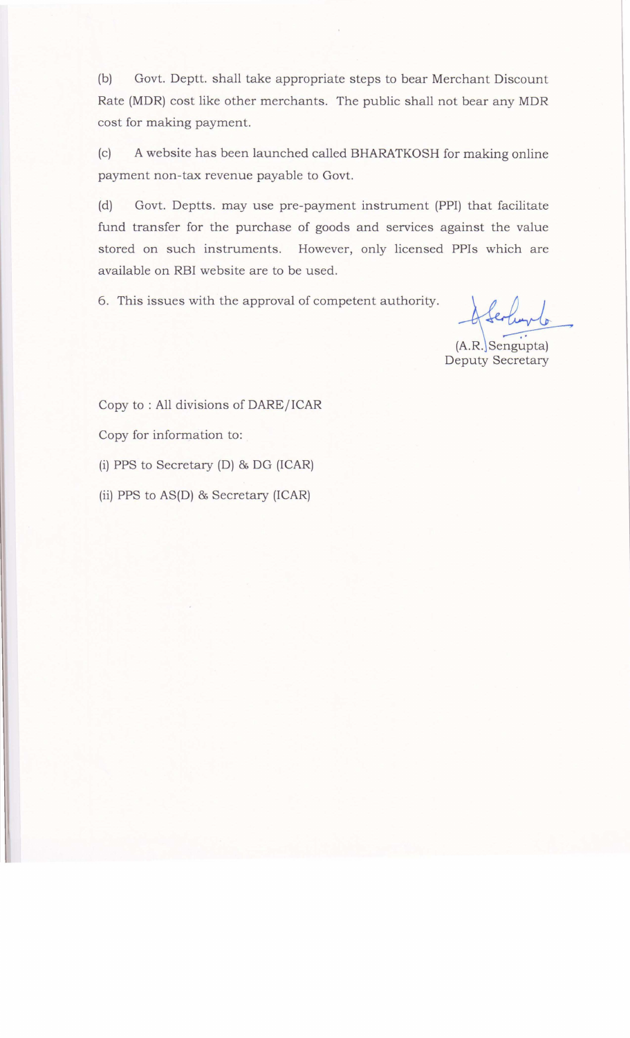(b) Govt. Deptt. shall take appropriate steps to bear Merchant Discount Rate (MDR) cost like other merchants. The public shall not bear any MDR cost for making payment.

(c) A website has been launched called BHARATKOSH for making online payment non-tax revenue payable to Govt.

(d) Govt. Deptts. may use pre-payment instrument (PPI) that facilitate fund transfer for the purchase of goods and services against the value stored on such instruments. However, only licensed PPIs which are available on RBI website are to be used.

6. This issues with the approval of competent authority.

(A.R. Sengupta)
Deputy Secretary

Copy to : All divisions of DARE/ICAR

Copy for information to:

(i) PPS to Secretary (D) & DG (ICAR)

(ii) PPS to AS(D) & Secretary (ICAR)